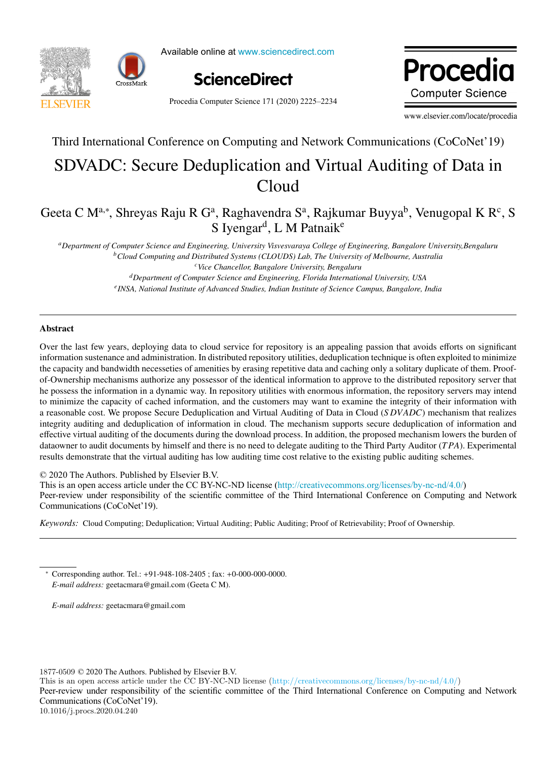Third International Conference on Computing and Network Communications (CoCoNet'19)

# SDVADC: Secure Deduplication and Virtual Auditing of Data in Cloud

Geeta C M[a,*], Shreyas Raju R G[a], Raghavendra S[a], Rajkumar Buyya[b], Venugopal K R[c], S S Iyengar[d], L M Patnaik[e]

[a]*Department of Computer Science and Engineering, University Visvesvaraya College of Engineering, Bangalore University,Bengaluru*
[b]*Cloud Computing and Distributed Systems (CLOUDS) Lab, The University of Melbourne, Australia*
[c]*Vice Chancellor, Bangalore University, Bengaluru*
[d]*Department of Computer Science and Engineering, Florida International University, USA*
[e]*INSA, National Institute of Advanced Studies, Indian Institute of Science Campus, Bangalore, India*

## Abstract

Over the last few years, deploying data to cloud service for repository is an appealing passion that avoids efforts on significant information sustenance and administration. In distributed repository utilities, deduplication technique is often exploited to minimize the capacity and bandwidth necesseties of amenities by erasing repetitive data and caching only a solitary duplicate of them. Proof-of-Ownership mechanisms authorize any possessor of the identical information to approve to the distributed repository server that he possess the information in a dynamic way. In repository utilities with enormous information, the repository servers may intend to minimize the capacity of cached information, and the customers may want to examine the integrity of their information with a reasonable cost. We propose Secure Deduplication and Virtual Auditing of Data in Cloud (*SDVADC*) mechanism that realizes integrity auditing and deduplication of information in cloud. The mechanism supports secure deduplication of information and effective virtual auditing of the documents during the download process. In addition, the proposed mechanism lowers the burden of dataowner to audit documents by himself and there is no need to delegate auditing to the Third Party Auditor (*TPA*). Experimental results demonstrate that the virtual auditing has low auditing time cost relative to the existing public auditing schemes.

© 2020 The Authors. Published by Elsevier B.V.
This is an open access article under the CC BY-NC-ND license (http://creativecommons.org/licenses/by-nc-nd/4.0/)
Peer-review under responsibility of the scientific committee of the Third International Conference on Computing and Network Communications (CoCoNet'19).

*Keywords:* Cloud Computing; Deduplication; Virtual Auditing; Public Auditing; Proof of Retrievability; Proof of Ownership.

* Corresponding author. Tel.: +91-948-108-2405 ; fax: +0-000-000-0000.
*E-mail address:* geetacmara@gmail.com (Geeta C M).

*E-mail address:* geetacmara@gmail.com

1877-0509 © 2020 The Authors. Published by Elsevier B.V.
This is an open access article under the CC BY-NC-ND license (http://creativecommons.org/licenses/by-nc-nd/4.0/)
Peer-review under responsibility of the scientific committee of the Third International Conference on Computing and Network Communications (CoCoNet'19).
10.1016/j.procs.2020.04.240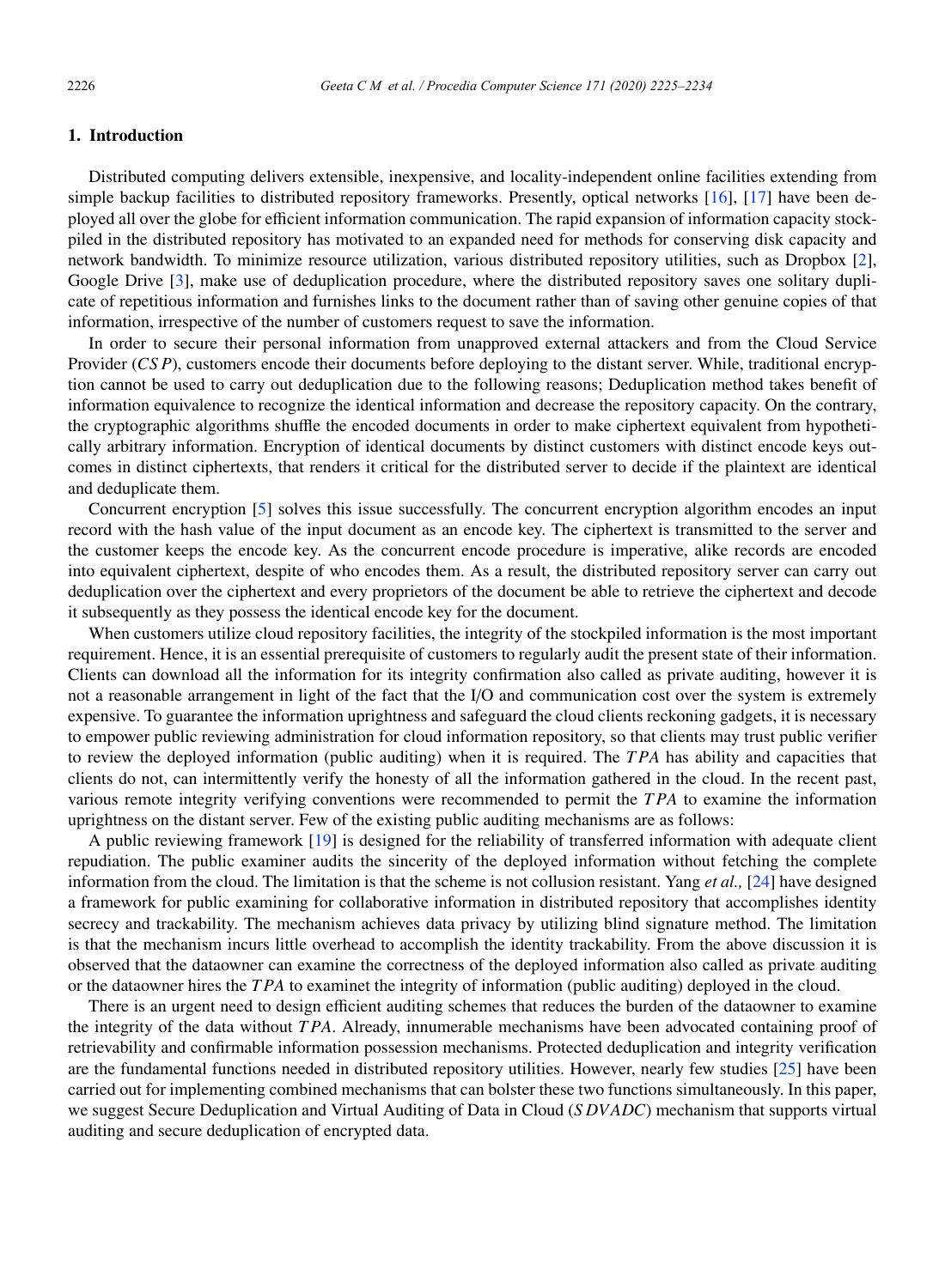## 1. Introduction

Distributed computing delivers extensible, inexpensive, and locality-independent online facilities extending from simple backup facilities to distributed repository frameworks. Presently, optical networks [16], [17] have been deployed all over the globe for efficient information communication. The rapid expansion of information capacity stockpiled in the distributed repository has motivated to an expanded need for methods for conserving disk capacity and network bandwidth. To minimize resource utilization, various distributed repository utilities, such as Dropbox [2], Google Drive [3], make use of deduplication procedure, where the distributed repository saves one solitary duplicate of repetitious information and furnishes links to the document rather than of saving other genuine copies of that information, irrespective of the number of customers request to save the information.

In order to secure their personal information from unapproved external attackers and from the Cloud Service Provider ($CSP$), customers encode their documents before deploying to the distant server. While, traditional encryption cannot be used to carry out deduplication due to the following reasons; Deduplication method takes benefit of information equivalence to recognize the identical information and decrease the repository capacity. On the contrary, the cryptographic algorithms shuffle the encoded documents in order to make ciphertext equivalent from hypothetically arbitrary information. Encryption of identical documents by distinct customers with distinct encode keys outcomes in distinct ciphertexts, that renders it critical for the distributed server to decide if the plaintext are identical and deduplicate them.

Concurrent encryption [5] solves this issue successfully. The concurrent encryption algorithm encodes an input record with the hash value of the input document as an encode key. The ciphertext is transmitted to the server and the customer keeps the encode key. As the concurrent encode procedure is imperative, alike records are encoded into equivalent ciphertext, despite of who encodes them. As a result, the distributed repository server can carry out deduplication over the ciphertext and every proprietors of the document be able to retrieve the ciphertext and decode it subsequently as they possess the identical encode key for the document.

When customers utilize cloud repository facilities, the integrity of the stockpiled information is the most important requirement. Hence, it is an essential prerequisite of customers to regularly audit the present state of their information. Clients can download all the information for its integrity confirmation also called as private auditing, however it is not a reasonable arrangement in light of the fact that the I/O and communication cost over the system is extremely expensive. To guarantee the information uprightness and safeguard the cloud clients reckoning gadgets, it is necessary to empower public reviewing administration for cloud information repository, so that clients may trust public verifier to review the deployed information (public auditing) when it is required. The $TPA$ has ability and capacities that clients do not, can intermittently verify the honesty of all the information gathered in the cloud. In the recent past, various remote integrity verifying conventions were recommended to permit the $TPA$ to examine the information uprightness on the distant server. Few of the existing public auditing mechanisms are as follows:

A public reviewing framework [19] is designed for the reliability of transferred information with adequate client repudiation. The public examiner audits the sincerity of the deployed information without fetching the complete information from the cloud. The limitation is that the scheme is not collusion resistant. Yang *et al.,* [24] have designed a framework for public examining for collaborative information in distributed repository that accomplishes identity secrecy and trackability. The mechanism achieves data privacy by utilizing blind signature method. The limitation is that the mechanism incurs little overhead to accomplish the identity trackability. From the above discussion it is observed that the dataowner can examine the correctness of the deployed information also called as private auditing or the dataowner hires the $TPA$ to examinet the integrity of information (public auditing) deployed in the cloud.

There is an urgent need to design efficient auditing schemes that reduces the burden of the dataowner to examine the integrity of the data without $TPA$. Already, innumerable mechanisms have been advocated containing proof of retrievability and confirmable information possession mechanisms. Protected deduplication and integrity verification are the fundamental functions needed in distributed repository utilities. However, nearly few studies [25] have been carried out for implementing combined mechanisms that can bolster these two functions simultaneously. In this paper, we suggest Secure Deduplication and Virtual Auditing of Data in Cloud ($SDVADC$) mechanism that supports virtual auditing and secure deduplication of encrypted data.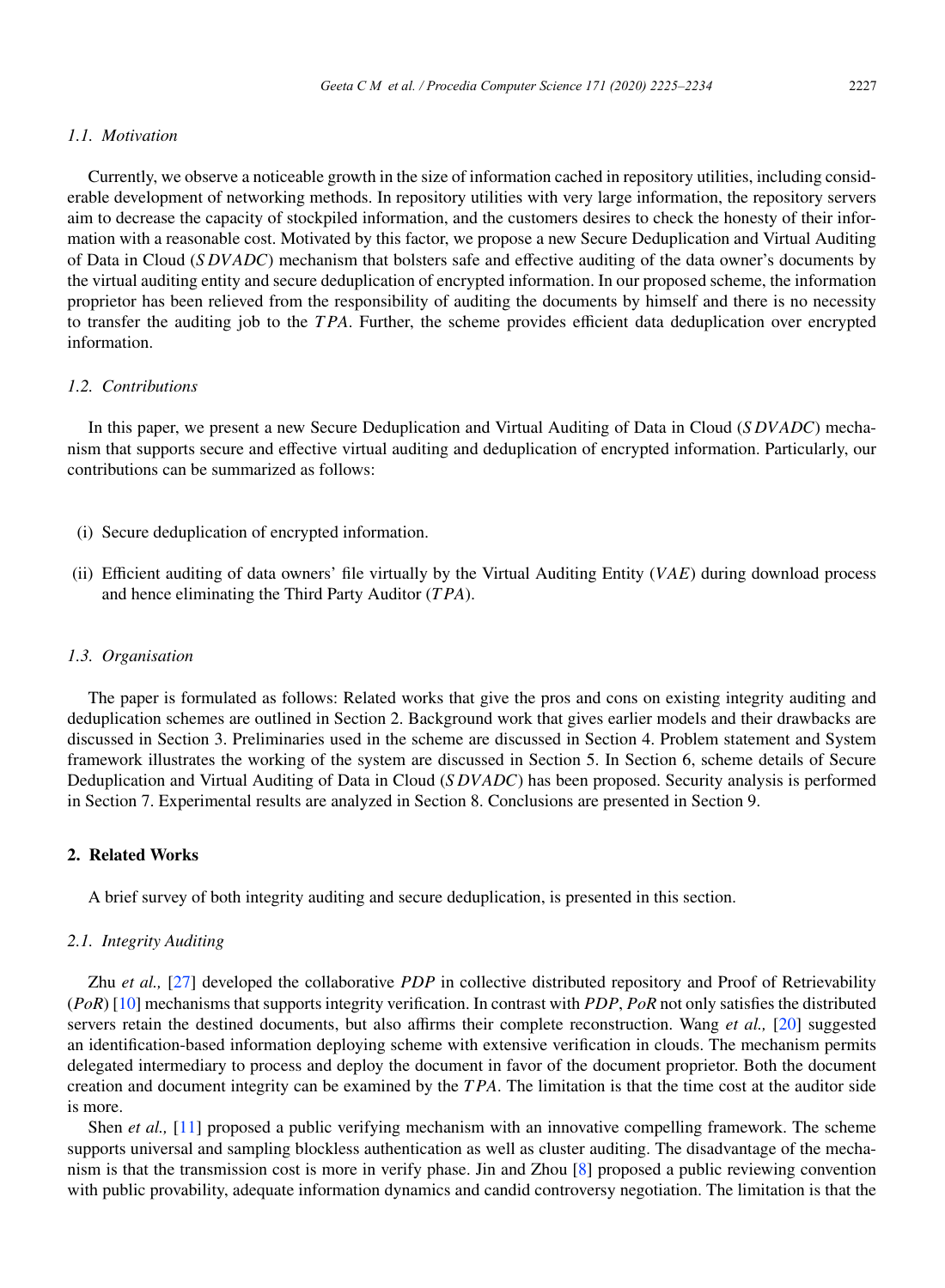### 1.1. Motivation

Currently, we observe a noticeable growth in the size of information cached in repository utilities, including considerable development of networking methods. In repository utilities with very large information, the repository servers aim to decrease the capacity of stockpiled information, and the customers desires to check the honesty of their information with a reasonable cost. Motivated by this factor, we propose a new Secure Deduplication and Virtual Auditing of Data in Cloud ($SDVADC$) mechanism that bolsters safe and effective auditing of the data owner's documents by the virtual auditing entity and secure deduplication of encrypted information. In our proposed scheme, the information proprietor has been relieved from the responsibility of auditing the documents by himself and there is no necessity to transfer the auditing job to the $TPA$. Further, the scheme provides efficient data deduplication over encrypted information.

### 1.2. Contributions

In this paper, we present a new Secure Deduplication and Virtual Auditing of Data in Cloud ($SDVADC$) mechanism that supports secure and effective virtual auditing and deduplication of encrypted information. Particularly, our contributions can be summarized as follows:

- (i) Secure deduplication of encrypted information.
- (ii) Efficient auditing of data owners' file virtually by the Virtual Auditing Entity ($VAE$) during download process and hence eliminating the Third Party Auditor ($TPA$).

### 1.3. Organisation

The paper is formulated as follows: Related works that give the pros and cons on existing integrity auditing and deduplication schemes are outlined in Section 2. Background work that gives earlier models and their drawbacks are discussed in Section 3. Preliminaries used in the scheme are discussed in Section 4. Problem statement and System framework illustrates the working of the system are discussed in Section 5. In Section 6, scheme details of Secure Deduplication and Virtual Auditing of Data in Cloud ($SDVADC$) has been proposed. Security analysis is performed in Section 7. Experimental results are analyzed in Section 8. Conclusions are presented in Section 9.

## 2. Related Works

A brief survey of both integrity auditing and secure deduplication, is presented in this section.

### 2.1. Integrity Auditing

Zhu *et al.,* [27] developed the collaborative *PDP* in collective distributed repository and Proof of Retrievability (*PoR*) [10] mechanisms that supports integrity verification. In contrast with *PDP*, *PoR* not only satisfies the distributed servers retain the destined documents, but also affirms their complete reconstruction. Wang *et al.,* [20] suggested an identification-based information deploying scheme with extensive verification in clouds. The mechanism permits delegated intermediary to process and deploy the document in favor of the document proprietor. Both the document creation and document integrity can be examined by the $TPA$. The limitation is that the time cost at the auditor side is more.

Shen *et al.,* [11] proposed a public verifying mechanism with an innovative compelling framework. The scheme supports universal and sampling blockless authentication as well as cluster auditing. The disadvantage of the mechanism is that the transmission cost is more in verify phase. Jin and Zhou [8] proposed a public reviewing convention with public provability, adequate information dynamics and candid controversy negotiation. The limitation is that the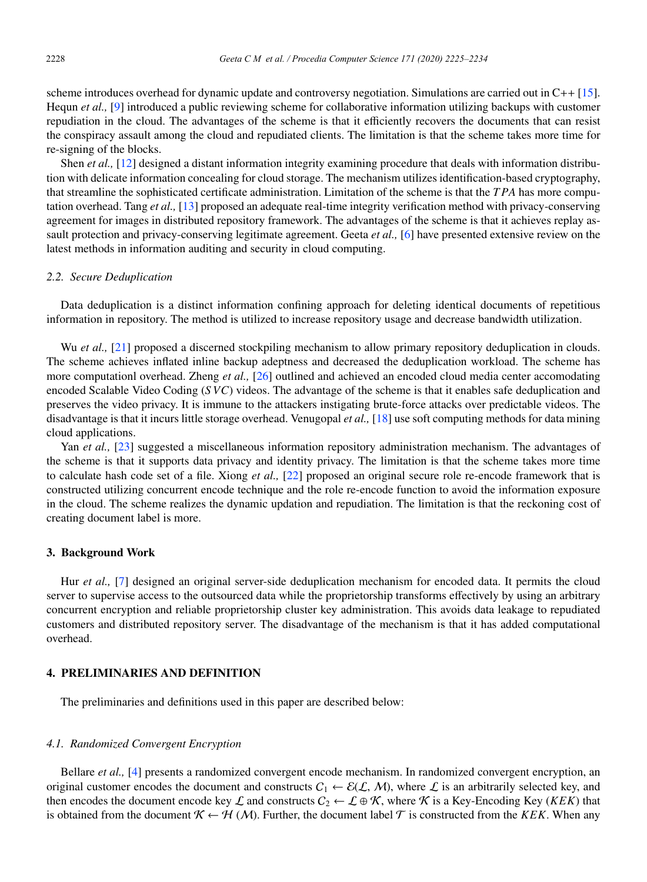scheme introduces overhead for dynamic update and controversy negotiation. Simulations are carried out in C++ [15]. Hequn *et al.,* [9] introduced a public reviewing scheme for collaborative information utilizing backups with customer repudiation in the cloud. The advantages of the scheme is that it efficiently recovers the documents that can resist the conspiracy assault among the cloud and repudiated clients. The limitation is that the scheme takes more time for re-signing of the blocks.

Shen *et al.,* [12] designed a distant information integrity examining procedure that deals with information distribution with delicate information concealing for cloud storage. The mechanism utilizes identification-based cryptography, that streamline the sophisticated certificate administration. Limitation of the scheme is that the $TPA$ has more computation overhead. Tang *et al.,* [13] proposed an adequate real-time integrity verification method with privacy-conserving agreement for images in distributed repository framework. The advantages of the scheme is that it achieves replay assault protection and privacy-conserving legitimate agreement. Geeta *et al.,* [6] have presented extensive review on the latest methods in information auditing and security in cloud computing.

### *2.2. Secure Deduplication*

Data deduplication is a distinct information confining approach for deleting identical documents of repetitious information in repository. The method is utilized to increase repository usage and decrease bandwidth utilization.

Wu *et al.,* [21] proposed a discerned stockpiling mechanism to allow primary repository deduplication in clouds. The scheme achieves inflated inline backup adeptness and decreased the deduplication workload. The scheme has more computationl overhead. Zheng *et al.,* [26] outlined and achieved an encoded cloud media center accomodating encoded Scalable Video Coding ($SVC$) videos. The advantage of the scheme is that it enables safe deduplication and preserves the video privacy. It is immune to the attackers instigating brute-force attacks over predictable videos. The disadvantage is that it incurs little storage overhead. Venugopal *et al.,* [18] use soft computing methods for data mining cloud applications.

Yan *et al.,* [23] suggested a miscellaneous information repository administration mechanism. The advantages of the scheme is that it supports data privacy and identity privacy. The limitation is that the scheme takes more time to calculate hash code set of a file. Xiong *et al.,* [22] proposed an original secure role re-encode framework that is constructed utilizing concurrent encode technique and the role re-encode function to avoid the information exposure in the cloud. The scheme realizes the dynamic updation and repudiation. The limitation is that the reckoning cost of creating document label is more.

## 3. Background Work

Hur *et al.,* [7] designed an original server-side deduplication mechanism for encoded data. It permits the cloud server to supervise access to the outsourced data while the proprietorship transforms effectively by using an arbitrary concurrent encryption and reliable proprietorship cluster key administration. This avoids data leakage to repudiated customers and distributed repository server. The disadvantage of the mechanism is that it has added computational overhead.

## 4. PRELIMINARIES AND DEFINITION

The preliminaries and definitions used in this paper are described below:

### *4.1. Randomized Convergent Encryption*

Bellare *et al.,* [4] presents a randomized convergent encode mechanism. In randomized convergent encryption, an original customer encodes the document and constructs $C_1 \leftarrow \mathcal{E}(\mathcal{L}, \mathcal{M})$, where $\mathcal{L}$ is an arbitrarily selected key, and then encodes the document encode key $\mathcal{L}$ and constructs $C_2 \leftarrow \mathcal{L} \oplus \mathcal{K}$, where $\mathcal{K}$ is a Key-Encoding Key ($KEK$) that is obtained from the document $\mathcal{K} \leftarrow \mathcal{H}(\mathcal{M})$. Further, the document label $\mathcal{T}$ is constructed from the $KEK$. When any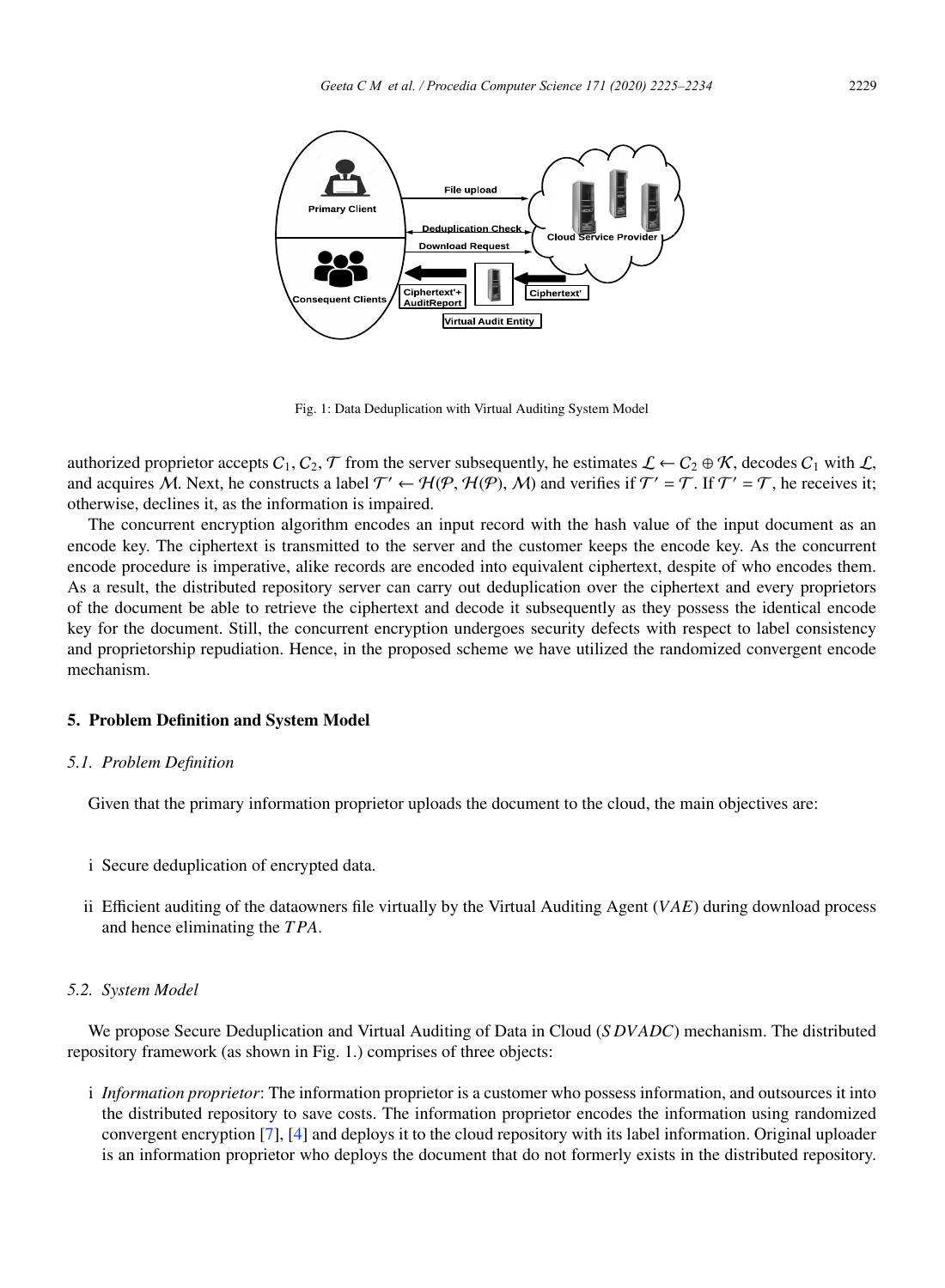Fig. 1: Data Deduplication with Virtual Auditing System Model

authorized proprietor accepts $\mathcal{C}_1, \mathcal{C}_2, \mathcal{T}$ from the server subsequently, he estimates $\mathcal{L} \leftarrow \mathcal{C}_2 \oplus \mathcal{K}$, decodes $\mathcal{C}_1$ with $\mathcal{L}$, and acquires $\mathcal{M}$. Next, he constructs a label $\mathcal{T}' \leftarrow \mathcal{H}(\mathcal{P}, \mathcal{H}(\mathcal{P}), \mathcal{M})$ and verifies if $\mathcal{T}' = \mathcal{T}$. If $\mathcal{T}' = \mathcal{T}$, he receives it; otherwise, declines it, as the information is impaired.

The concurrent encryption algorithm encodes an input record with the hash value of the input document as an encode key. The ciphertext is transmitted to the server and the customer keeps the encode key. As the concurrent encode procedure is imperative, alike records are encoded into equivalent ciphertext, despite of who encodes them. As a result, the distributed repository server can carry out deduplication over the ciphertext and every proprietors of the document be able to retrieve the ciphertext and decode it subsequently as they possess the identical encode key for the document. Still, the concurrent encryption undergoes security defects with respect to label consistency and proprietorship repudiation. Hence, in the proposed scheme we have utilized the randomized convergent encode mechanism.

## 5. Problem Definition and System Model

### 5.1. Problem Definition

Given that the primary information proprietor uploads the document to the cloud, the main objectives are:

i Secure deduplication of encrypted data.

ii Efficient auditing of the dataowners file virtually by the Virtual Auditing Agent ($VAE$) during download process and hence eliminating the $TPA$.

### 5.2. System Model

We propose Secure Deduplication and Virtual Auditing of Data in Cloud ($SDVADC$) mechanism. The distributed repository framework (as shown in Fig. 1.) comprises of three objects:

i *Information proprietor*: The information proprietor is a customer who possess information, and outsources it into the distributed repository to save costs. The information proprietor encodes the information using randomized convergent encryption [7], [4] and deploys it to the cloud repository with its label information. Original uploader is an information proprietor who deploys the document that do not formerly exists in the distributed repository.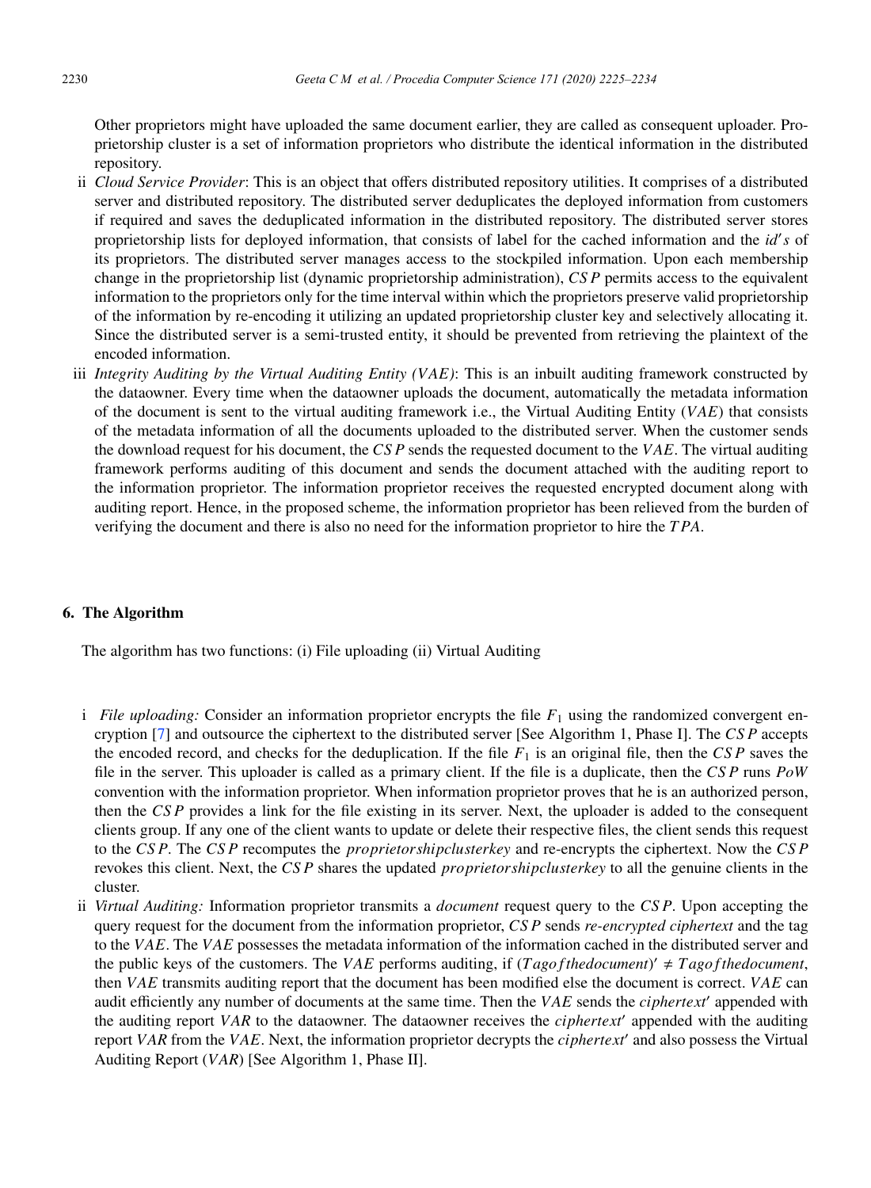Other proprietors might have uploaded the same document earlier, they are called as consequent uploader. Proprietorship cluster is a set of information proprietors who distribute the identical information in the distributed repository.

ii *Cloud Service Provider*: This is an object that offers distributed repository utilities. It comprises of a distributed server and distributed repository. The distributed server deduplicates the deployed information from customers if required and saves the deduplicated information in the distributed repository. The distributed server stores proprietorship lists for deployed information, that consists of label for the cached information and the *id′s* of its proprietors. The distributed server manages access to the stockpiled information. Upon each membership change in the proprietorship list (dynamic proprietorship administration), $CSP$ permits access to the equivalent information to the proprietors only for the time interval within which the proprietors preserve valid proprietorship of the information by re-encoding it utilizing an updated proprietorship cluster key and selectively allocating it. Since the distributed server is a semi-trusted entity, it should be prevented from retrieving the plaintext of the encoded information.

iii *Integrity Auditing by the Virtual Auditing Entity (VAE)*: This is an inbuilt auditing framework constructed by the dataowner. Every time when the dataowner uploads the document, automatically the metadata information of the document is sent to the virtual auditing framework i.e., the Virtual Auditing Entity ($VAE$) that consists of the metadata information of all the documents uploaded to the distributed server. When the customer sends the download request for his document, the $CSP$ sends the requested document to the $VAE$. The virtual auditing framework performs auditing of this document and sends the document attached with the auditing report to the information proprietor. The information proprietor receives the requested encrypted document along with auditing report. Hence, in the proposed scheme, the information proprietor has been relieved from the burden of verifying the document and there is also no need for the information proprietor to hire the $TPA$.

## 6. The Algorithm

The algorithm has two functions: (i) File uploading (ii) Virtual Auditing

i *File uploading:* Consider an information proprietor encrypts the file $F_1$ using the randomized convergent encryption [7] and outsource the ciphertext to the distributed server [See Algorithm 1, Phase I]. The $CSP$ accepts the encoded record, and checks for the deduplication. If the file $F_1$ is an original file, then the $CSP$ saves the file in the server. This uploader is called as a primary client. If the file is a duplicate, then the $CSP$ runs $PoW$ convention with the information proprietor. When information proprietor proves that he is an authorized person, then the $CSP$ provides a link for the file existing in its server. Next, the uploader is added to the consequent clients group. If any one of the client wants to update or delete their respective files, the client sends this request to the $CSP$. The $CSP$ recomputes the $proprietorshipclusterkey$ and re-encrypts the ciphertext. Now the $CSP$ revokes this client. Next, the $CSP$ shares the updated $proprietorshipclusterkey$ to all the genuine clients in the cluster.

ii *Virtual Auditing:* Information proprietor transmits a *document* request query to the $CSP$. Upon accepting the query request for the document from the information proprietor, $CSP$ sends *re-encrypted ciphertext* and the tag to the $VAE$. The $VAE$ possesses the metadata information of the information cached in the distributed server and the public keys of the customers. The $VAE$ performs auditing, if $(Tagofthedocument)' \neq Tagofthedocument$, then $VAE$ transmits auditing report that the document has been modified else the document is correct. $VAE$ can audit efficiently any number of documents at the same time. Then the $VAE$ sends the $ciphertext'$ appended with the auditing report $VAR$ to the dataowner. The dataowner receives the $ciphertext'$ appended with the auditing report $VAR$ from the $VAE$. Next, the information proprietor decrypts the $ciphertext'$ and also possess the Virtual Auditing Report ($VAR$) [See Algorithm 1, Phase II].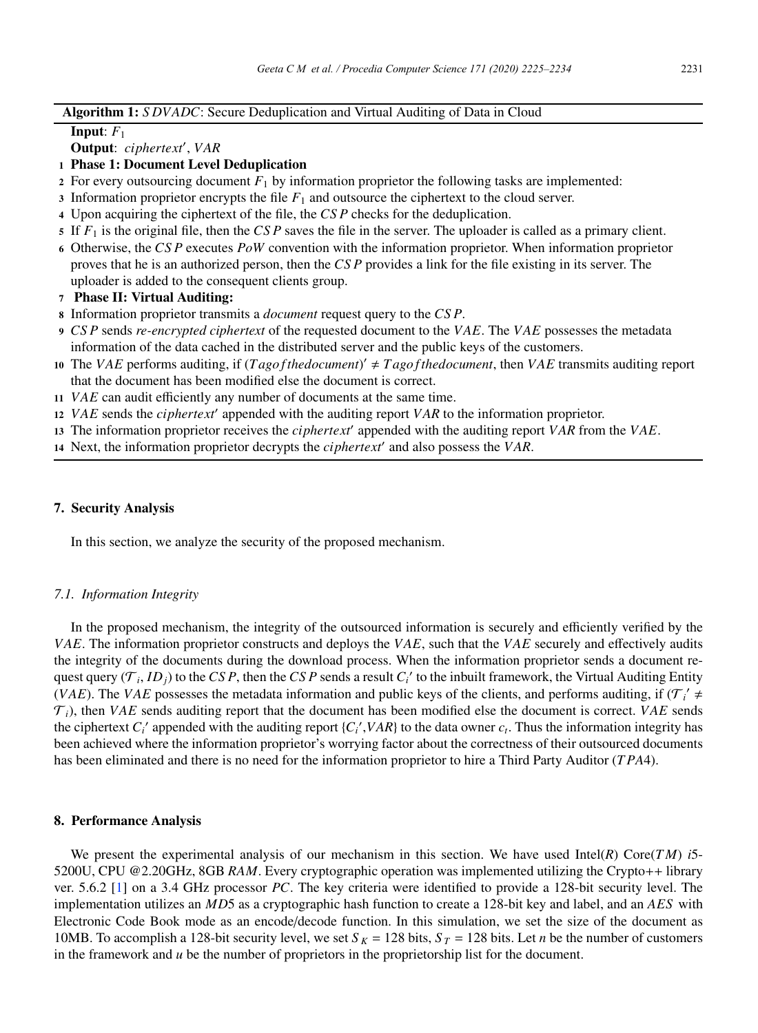**Algorithm 1:** *SDVADC*: Secure Deduplication and Virtual Auditing of Data in Cloud

**Input**: $F_1$

**Output**: *ciphertext*′, *VAR*

1. **Phase 1: Document Level Deduplication**
2. For every outsourcing document $F_1$ by information proprietor the following tasks are implemented:
3. Information proprietor encrypts the file $F_1$ and outsource the ciphertext to the cloud server.
4. Upon acquiring the ciphertext of the file, the *CSP* checks for the deduplication.
5. If $F_1$ is the original file, then the *CSP* saves the file in the server. The uploader is called as a primary client.
6. Otherwise, the *CSP* executes *PoW* convention with the information proprietor. When information proprietor proves that he is an authorized person, then the *CSP* provides a link for the file existing in its server. The uploader is added to the consequent clients group.
7. **Phase II: Virtual Auditing:**
8. Information proprietor transmits a *document* request query to the *CSP*.
9. *CSP* sends *re-encrypted ciphertext* of the requested document to the *VAE*. The *VAE* possesses the metadata information of the data cached in the distributed server and the public keys of the customers.
10. The *VAE* performs auditing, if $(Tagofthedocument)' \neq Tagofthedocument$, then *VAE* transmits auditing report that the document has been modified else the document is correct.
11. *VAE* can audit efficiently any number of documents at the same time.
12. *VAE* sends the *ciphertext*′ appended with the auditing report *VAR* to the information proprietor.
13. The information proprietor receives the *ciphertext*′ appended with the auditing report *VAR* from the *VAE*.
14. Next, the information proprietor decrypts the *ciphertext*′ and also possess the *VAR*.

## 7. Security Analysis

In this section, we analyze the security of the proposed mechanism.

### 7.1. Information Integrity

In the proposed mechanism, the integrity of the outsourced information is securely and efficiently verified by the *VAE*. The information proprietor constructs and deploys the *VAE*, such that the *VAE* securely and effectively audits the integrity of the documents during the download process. When the information proprietor sends a document request query $(\mathcal{T}_i, ID_j)$ to the *CSP*, then the *CSP* sends a result $C_i'$ to the inbuilt framework, the Virtual Auditing Entity (*VAE*). The *VAE* possesses the metadata information and public keys of the clients, and performs auditing, if $(\mathcal{T}_i' \neq \mathcal{T}_i)$, then *VAE* sends auditing report that the document has been modified else the document is correct. *VAE* sends the ciphertext $C_i'$ appended with the auditing report $\{C_i', VAR\}$ to the data owner $c_t$. Thus the information integrity has been achieved where the information proprietor's worrying factor about the correctness of their outsourced documents has been eliminated and there is no need for the information proprietor to hire a Third Party Auditor (*TPA*4).

## 8. Performance Analysis

We present the experimental analysis of our mechanism in this section. We have used Intel(*R*) Core(*TM*) *i*5-5200U, CPU @2.20GHz, 8GB *RAM*. Every cryptographic operation was implemented utilizing the Crypto++ library ver. 5.6.2 [1] on a 3.4 GHz processor *PC*. The key criteria were identified to provide a 128-bit security level. The implementation utilizes an *MD*5 as a cryptographic hash function to create a 128-bit key and label, and an *AES* with Electronic Code Book mode as an encode/decode function. In this simulation, we set the size of the document as 10MB. To accomplish a 128-bit security level, we set $S_K$ = 128 bits, $S_T$ = 128 bits. Let $n$ be the number of customers in the framework and $u$ be the number of proprietors in the proprietorship list for the document.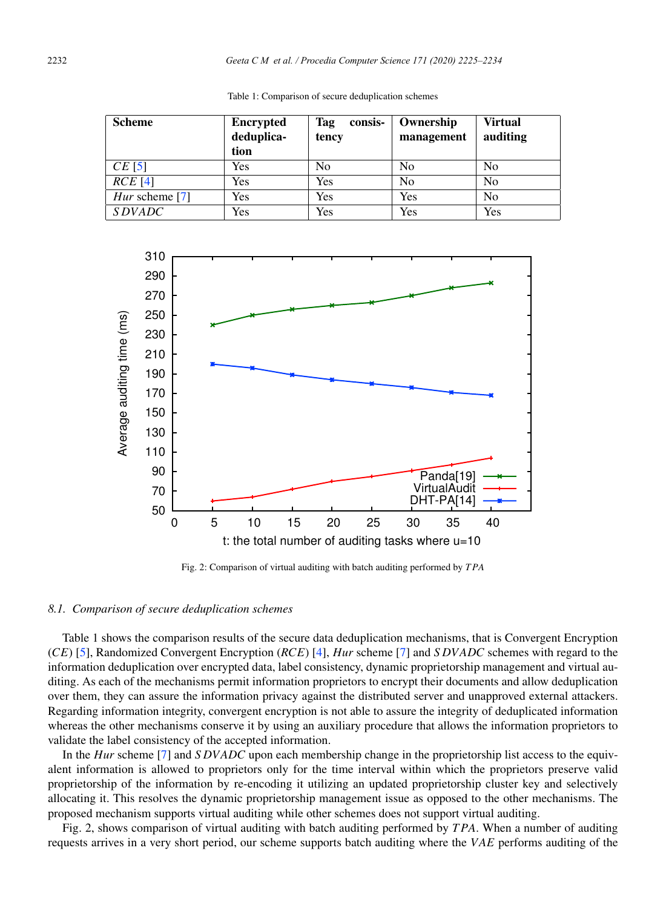Table 1: Comparison of secure deduplication schemes

| Scheme | Encrypted deduplication | Tag consistency | Ownership management | Virtual auditing |
|---|---|---|---|---|
| *CE* [5] | Yes | No | No | No |
| *RCE* [4] | Yes | Yes | No | No |
| *Hur* scheme [7] | Yes | Yes | Yes | No |
| *SDVADC* | Yes | Yes | Yes | Yes |

Fig. 2: Comparison of virtual auditing with batch auditing performed by *TPA*

### 8.1. Comparison of secure deduplication schemes

Table 1 shows the comparison results of the secure data deduplication mechanisms, that is Convergent Encryption (*CE*) [5], Randomized Convergent Encryption (*RCE*) [4], *Hur* scheme [7] and *SDVADC* schemes with regard to the information deduplication over encrypted data, label consistency, dynamic proprietorship management and virtual auditing. As each of the mechanisms permit information proprietors to encrypt their documents and allow deduplication over them, they can assure the information privacy against the distributed server and unapproved external attackers. Regarding information integrity, convergent encryption is not able to assure the integrity of deduplicated information whereas the other mechanisms conserve it by using an auxiliary procedure that allows the information proprietors to validate the label consistency of the accepted information.

In the *Hur* scheme [7] and *SDVADC* upon each membership change in the proprietorship list access to the equivalent information is allowed to proprietors only for the time interval within which the proprietors preserve valid proprietorship of the information by re-encoding it utilizing an updated proprietorship cluster key and selectively allocating it. This resolves the dynamic proprietorship management issue as opposed to the other mechanisms. The proposed mechanism supports virtual auditing while other schemes does not support virtual auditing.

Fig. 2, shows comparison of virtual auditing with batch auditing performed by *TPA*. When a number of auditing requests arrives in a very short period, our scheme supports batch auditing where the *VAE* performs auditing of the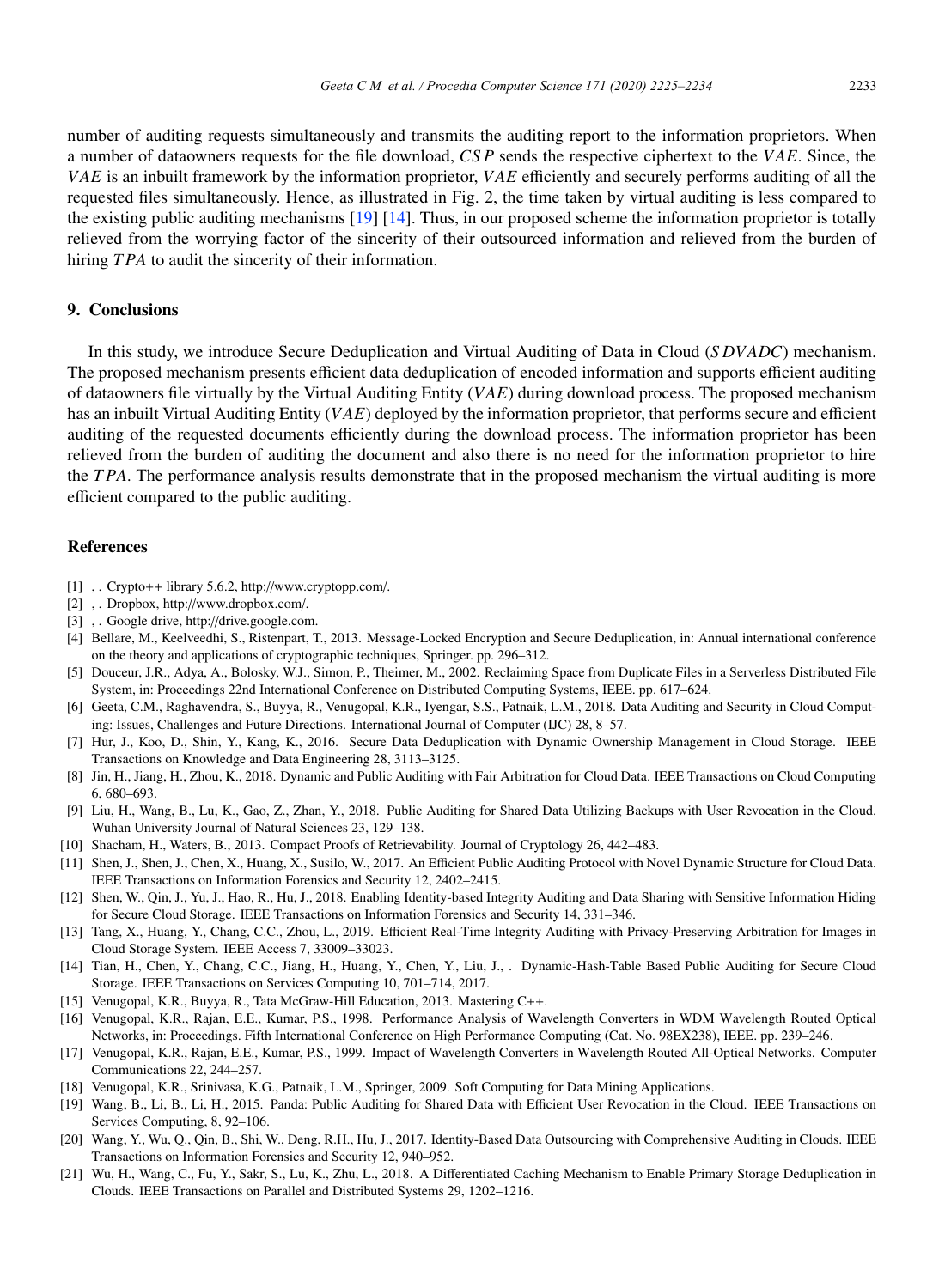number of auditing requests simultaneously and transmits the auditing report to the information proprietors. When a number of dataowners requests for the file download, $CSP$ sends the respective ciphertext to the $VAE$. Since, the $VAE$ is an inbuilt framework by the information proprietor, $VAE$ efficiently and securely performs auditing of all the requested files simultaneously. Hence, as illustrated in Fig. 2, the time taken by virtual auditing is less compared to the existing public auditing mechanisms [19] [14]. Thus, in our proposed scheme the information proprietor is totally relieved from the worrying factor of the sincerity of their outsourced information and relieved from the burden of hiring $TPA$ to audit the sincerity of their information.

## 9. Conclusions

In this study, we introduce Secure Deduplication and Virtual Auditing of Data in Cloud ($SDVADC$) mechanism. The proposed mechanism presents efficient data deduplication of encoded information and supports efficient auditing of dataowners file virtually by the Virtual Auditing Entity ($VAE$) during download process. The proposed mechanism has an inbuilt Virtual Auditing Entity ($VAE$) deployed by the information proprietor, that performs secure and efficient auditing of the requested documents efficiently during the download process. The information proprietor has been relieved from the burden of auditing the document and also there is no need for the information proprietor to hire the $TPA$. The performance analysis results demonstrate that in the proposed mechanism the virtual auditing is more efficient compared to the public auditing.

## References

[1] , . Crypto++ library 5.6.2, http://www.cryptopp.com/.

[2] , . Dropbox, http://www.dropbox.com/.

[3] , . Google drive, http://drive.google.com.

[4] Bellare, M., Keelveedhi, S., Ristenpart, T., 2013. Message-Locked Encryption and Secure Deduplication, in: Annual international conference on the theory and applications of cryptographic techniques, Springer. pp. 296–312.

[5] Douceur, J.R., Adya, A., Bolosky, W.J., Simon, P., Theimer, M., 2002. Reclaiming Space from Duplicate Files in a Serverless Distributed File System, in: Proceedings 22nd International Conference on Distributed Computing Systems, IEEE. pp. 617–624.

[6] Geeta, C.M., Raghavendra, S., Buyya, R., Venugopal, K.R., Iyengar, S.S., Patnaik, L.M., 2018. Data Auditing and Security in Cloud Computing: Issues, Challenges and Future Directions. International Journal of Computer (IJC) 28, 8–57.

[7] Hur, J., Koo, D., Shin, Y., Kang, K., 2016. Secure Data Deduplication with Dynamic Ownership Management in Cloud Storage. IEEE Transactions on Knowledge and Data Engineering 28, 3113–3125.

[8] Jin, H., Jiang, H., Zhou, K., 2018. Dynamic and Public Auditing with Fair Arbitration for Cloud Data. IEEE Transactions on Cloud Computing 6, 680–693.

[9] Liu, H., Wang, B., Lu, K., Gao, Z., Zhan, Y., 2018. Public Auditing for Shared Data Utilizing Backups with User Revocation in the Cloud. Wuhan University Journal of Natural Sciences 23, 129–138.

[10] Shacham, H., Waters, B., 2013. Compact Proofs of Retrievability. Journal of Cryptology 26, 442–483.

[11] Shen, J., Shen, J., Chen, X., Huang, X., Susilo, W., 2017. An Efficient Public Auditing Protocol with Novel Dynamic Structure for Cloud Data. IEEE Transactions on Information Forensics and Security 12, 2402–2415.

[12] Shen, W., Qin, J., Yu, J., Hao, R., Hu, J., 2018. Enabling Identity-based Integrity Auditing and Data Sharing with Sensitive Information Hiding for Secure Cloud Storage. IEEE Transactions on Information Forensics and Security 14, 331–346.

[13] Tang, X., Huang, Y., Chang, C.C., Zhou, L., 2019. Efficient Real-Time Integrity Auditing with Privacy-Preserving Arbitration for Images in Cloud Storage System. IEEE Access 7, 33009–33023.

[14] Tian, H., Chen, Y., Chang, C.C., Jiang, H., Huang, Y., Chen, Y., Liu, J., . Dynamic-Hash-Table Based Public Auditing for Secure Cloud Storage. IEEE Transactions on Services Computing 10, 701–714, 2017.

[15] Venugopal, K.R., Buyya, R., Tata McGraw-Hill Education, 2013. Mastering C++.

[16] Venugopal, K.R., Rajan, E.E., Kumar, P.S., 1998. Performance Analysis of Wavelength Converters in WDM Wavelength Routed Optical Networks, in: Proceedings. Fifth International Conference on High Performance Computing (Cat. No. 98EX238), IEEE. pp. 239–246.

[17] Venugopal, K.R., Rajan, E.E., Kumar, P.S., 1999. Impact of Wavelength Converters in Wavelength Routed All-Optical Networks. Computer Communications 22, 244–257.

[18] Venugopal, K.R., Srinivasa, K.G., Patnaik, L.M., Springer, 2009. Soft Computing for Data Mining Applications.

[19] Wang, B., Li, B., Li, H., 2015. Panda: Public Auditing for Shared Data with Efficient User Revocation in the Cloud. IEEE Transactions on Services Computing, 8, 92–106.

[20] Wang, Y., Wu, Q., Qin, B., Shi, W., Deng, R.H., Hu, J., 2017. Identity-Based Data Outsourcing with Comprehensive Auditing in Clouds. IEEE Transactions on Information Forensics and Security 12, 940–952.

[21] Wu, H., Wang, C., Fu, Y., Sakr, S., Lu, K., Zhu, L., 2018. A Differentiated Caching Mechanism to Enable Primary Storage Deduplication in Clouds. IEEE Transactions on Parallel and Distributed Systems 29, 1202–1216.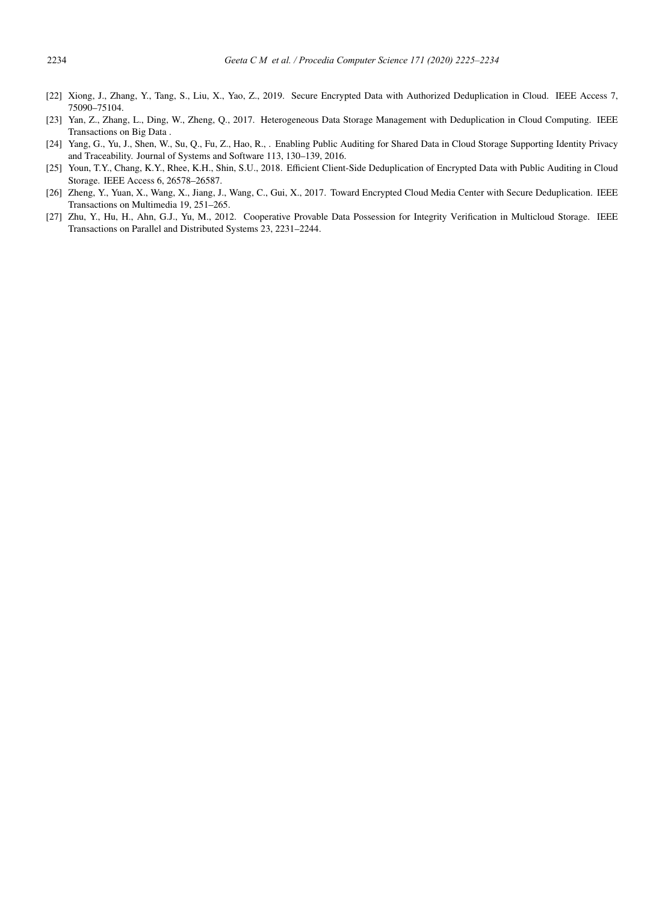[22] Xiong, J., Zhang, Y., Tang, S., Liu, X., Yao, Z., 2019. Secure Encrypted Data with Authorized Deduplication in Cloud. IEEE Access 7, 75090–75104.

[23] Yan, Z., Zhang, L., Ding, W., Zheng, Q., 2017. Heterogeneous Data Storage Management with Deduplication in Cloud Computing. IEEE Transactions on Big Data .

[24] Yang, G., Yu, J., Shen, W., Su, Q., Fu, Z., Hao, R., . Enabling Public Auditing for Shared Data in Cloud Storage Supporting Identity Privacy and Traceability. Journal of Systems and Software 113, 130–139, 2016.

[25] Youn, T.Y., Chang, K.Y., Rhee, K.H., Shin, S.U., 2018. Efficient Client-Side Deduplication of Encrypted Data with Public Auditing in Cloud Storage. IEEE Access 6, 26578–26587.

[26] Zheng, Y., Yuan, X., Wang, X., Jiang, J., Wang, C., Gui, X., 2017. Toward Encrypted Cloud Media Center with Secure Deduplication. IEEE Transactions on Multimedia 19, 251–265.

[27] Zhu, Y., Hu, H., Ahn, G.J., Yu, M., 2012. Cooperative Provable Data Possession for Integrity Verification in Multicloud Storage. IEEE Transactions on Parallel and Distributed Systems 23, 2231–2244.